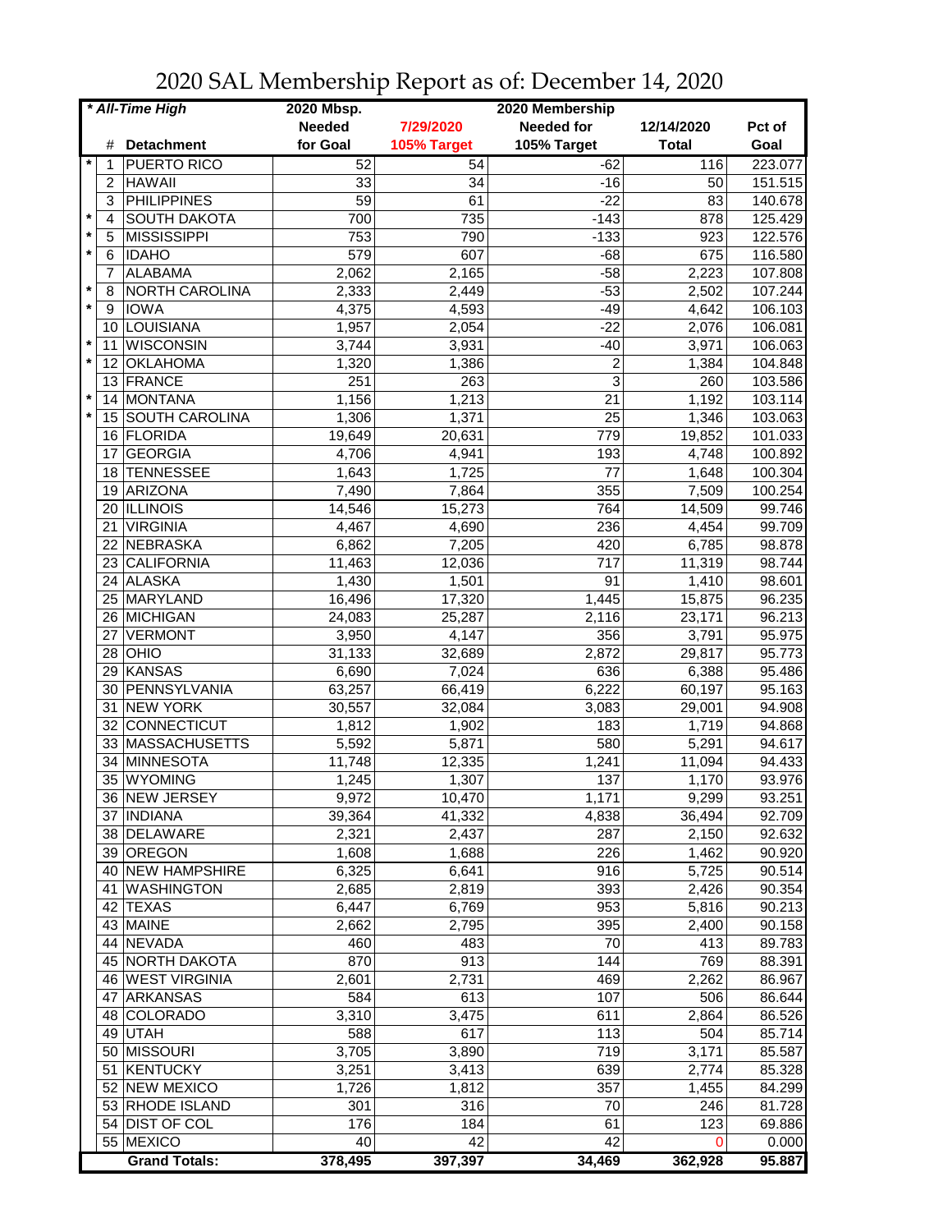# 2020 SAL Membership Report as of: December 14, 2020

| *All-Time High* | | | 2020 Mbsp. | | 2020 Membership | | |
|---|---|---|---|---|---|---|---|
| | | | Needed | 7/29/2020 | Needed for | 12/14/2020 | Pct of |
| | # | Detachment | for Goal | 105% Target | 105% Target | Total | Goal |
| * | 1 | PUERTO RICO | 52 | 54 | -62 | 116 | 223.077 |
| | 2 | HAWAII | 33 | 34 | -16 | 50 | 151.515 |
| | 3 | PHILIPPINES | 59 | 61 | -22 | 83 | 140.678 |
| * | 4 | SOUTH DAKOTA | 700 | 735 | -143 | 878 | 125.429 |
| * | 5 | MISSISSIPPI | 753 | 790 | -133 | 923 | 122.576 |
| * | 6 | IDAHO | 579 | 607 | -68 | 675 | 116.580 |
| | 7 | ALABAMA | 2,062 | 2,165 | -58 | 2,223 | 107.808 |
| * | 8 | NORTH CAROLINA | 2,333 | 2,449 | -53 | 2,502 | 107.244 |
| * | 9 | IOWA | 4,375 | 4,593 | -49 | 4,642 | 106.103 |
| | 10 | LOUISIANA | 1,957 | 2,054 | -22 | 2,076 | 106.081 |
| * | 11 | WISCONSIN | 3,744 | 3,931 | -40 | 3,971 | 106.063 |
| * | 12 | OKLAHOMA | 1,320 | 1,386 | 2 | 1,384 | 104.848 |
| | 13 | FRANCE | 251 | 263 | 3 | 260 | 103.586 |
| * | 14 | MONTANA | 1,156 | 1,213 | 21 | 1,192 | 103.114 |
| * | 15 | SOUTH CAROLINA | 1,306 | 1,371 | 25 | 1,346 | 103.063 |
| | 16 | FLORIDA | 19,649 | 20,631 | 779 | 19,852 | 101.033 |
| | 17 | GEORGIA | 4,706 | 4,941 | 193 | 4,748 | 100.892 |
| | 18 | TENNESSEE | 1,643 | 1,725 | 77 | 1,648 | 100.304 |
| | 19 | ARIZONA | 7,490 | 7,864 | 355 | 7,509 | 100.254 |
| | 20 | ILLINOIS | 14,546 | 15,273 | 764 | 14,509 | 99.746 |
| | 21 | VIRGINIA | 4,467 | 4,690 | 236 | 4,454 | 99.709 |
| | 22 | NEBRASKA | 6,862 | 7,205 | 420 | 6,785 | 98.878 |
| | 23 | CALIFORNIA | 11,463 | 12,036 | 717 | 11,319 | 98.744 |
| | 24 | ALASKA | 1,430 | 1,501 | 91 | 1,410 | 98.601 |
| | 25 | MARYLAND | 16,496 | 17,320 | 1,445 | 15,875 | 96.235 |
| | 26 | MICHIGAN | 24,083 | 25,287 | 2,116 | 23,171 | 96.213 |
| | 27 | VERMONT | 3,950 | 4,147 | 356 | 3,791 | 95.975 |
| | 28 | OHIO | 31,133 | 32,689 | 2,872 | 29,817 | 95.773 |
| | 29 | KANSAS | 6,690 | 7,024 | 636 | 6,388 | 95.486 |
| | 30 | PENNSYLVANIA | 63,257 | 66,419 | 6,222 | 60,197 | 95.163 |
| | 31 | NEW YORK | 30,557 | 32,084 | 3,083 | 29,001 | 94.908 |
| | 32 | CONNECTICUT | 1,812 | 1,902 | 183 | 1,719 | 94.868 |
| | 33 | MASSACHUSETTS | 5,592 | 5,871 | 580 | 5,291 | 94.617 |
| | 34 | MINNESOTA | 11,748 | 12,335 | 1,241 | 11,094 | 94.433 |
| | 35 | WYOMING | 1,245 | 1,307 | 137 | 1,170 | 93.976 |
| | 36 | NEW JERSEY | 9,972 | 10,470 | 1,171 | 9,299 | 93.251 |
| | 37 | INDIANA | 39,364 | 41,332 | 4,838 | 36,494 | 92.709 |
| | 38 | DELAWARE | 2,321 | 2,437 | 287 | 2,150 | 92.632 |
| | 39 | OREGON | 1,608 | 1,688 | 226 | 1,462 | 90.920 |
| | 40 | NEW HAMPSHIRE | 6,325 | 6,641 | 916 | 5,725 | 90.514 |
| | 41 | WASHINGTON | 2,685 | 2,819 | 393 | 2,426 | 90.354 |
| | 42 | TEXAS | 6,447 | 6,769 | 953 | 5,816 | 90.213 |
| | 43 | MAINE | 2,662 | 2,795 | 395 | 2,400 | 90.158 |
| | 44 | NEVADA | 460 | 483 | 70 | 413 | 89.783 |
| | 45 | NORTH DAKOTA | 870 | 913 | 144 | 769 | 88.391 |
| | 46 | WEST VIRGINIA | 2,601 | 2,731 | 469 | 2,262 | 86.967 |
| | 47 | ARKANSAS | 584 | 613 | 107 | 506 | 86.644 |
| | 48 | COLORADO | 3,310 | 3,475 | 611 | 2,864 | 86.526 |
| | 49 | UTAH | 588 | 617 | 113 | 504 | 85.714 |
| | 50 | MISSOURI | 3,705 | 3,890 | 719 | 3,171 | 85.587 |
| | 51 | KENTUCKY | 3,251 | 3,413 | 639 | 2,774 | 85.328 |
| | 52 | NEW MEXICO | 1,726 | 1,812 | 357 | 1,455 | 84.299 |
| | 53 | RHODE ISLAND | 301 | 316 | 70 | 246 | 81.728 |
| | 54 | DIST OF COL | 176 | 184 | 61 | 123 | 69.886 |
| | 55 | MEXICO | 40 | 42 | 42 | 0 | 0.000 |
| | | **Grand Totals:** | **378,495** | **397,397** | **34,469** | **362,928** | **95.887** |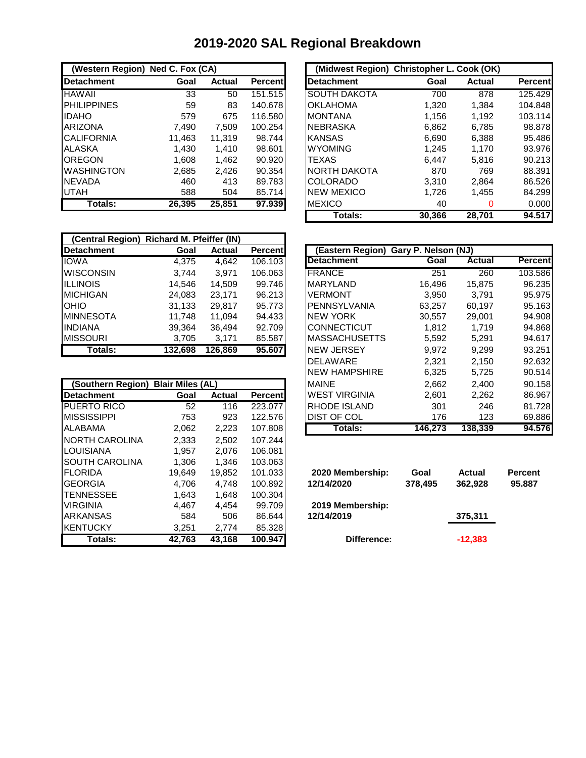# 2019-2020 SAL Regional Breakdown

| (Western Region) Ned C. Fox (CA) | | | |
|---|---|---|---|
| **Detachment** | **Goal** | **Actual** | **Percent** |
| HAWAII | 33 | 50 | 151.515 |
| PHILIPPINES | 59 | 83 | 140.678 |
| IDAHO | 579 | 675 | 116.580 |
| ARIZONA | 7,490 | 7,509 | 100.254 |
| CALIFORNIA | 11,463 | 11,319 | 98.744 |
| ALASKA | 1,430 | 1,410 | 98.601 |
| OREGON | 1,608 | 1,462 | 90.920 |
| WASHINGTON | 2,685 | 2,426 | 90.354 |
| NEVADA | 460 | 413 | 89.783 |
| UTAH | 588 | 504 | 85.714 |
| **Totals:** | **26,395** | **25,851** | **97.939** |

| (Midwest Region) Christopher L. Cook (OK) | | | |
|---|---|---|---|
| **Detachment** | **Goal** | **Actual** | **Percent** |
| SOUTH DAKOTA | 700 | 878 | 125.429 |
| OKLAHOMA | 1,320 | 1,384 | 104.848 |
| MONTANA | 1,156 | 1,192 | 103.114 |
| NEBRASKA | 6,862 | 6,785 | 98.878 |
| KANSAS | 6,690 | 6,388 | 95.486 |
| WYOMING | 1,245 | 1,170 | 93.976 |
| TEXAS | 6,447 | 5,816 | 90.213 |
| NORTH DAKOTA | 870 | 769 | 88.391 |
| COLORADO | 3,310 | 2,864 | 86.526 |
| NEW MEXICO | 1,726 | 1,455 | 84.299 |
| MEXICO | 40 | 0 | 0.000 |
| **Totals:** | **30,366** | **28,701** | **94.517** |

| (Central Region) Richard M. Pfeiffer (IN) | | | |
|---|---|---|---|
| **Detachment** | **Goal** | **Actual** | **Percent** |
| IOWA | 4,375 | 4,642 | 106.103 |
| WISCONSIN | 3,744 | 3,971 | 106.063 |
| ILLINOIS | 14,546 | 14,509 | 99.746 |
| MICHIGAN | 24,083 | 23,171 | 96.213 |
| OHIO | 31,133 | 29,817 | 95.773 |
| MINNESOTA | 11,748 | 11,094 | 94.433 |
| INDIANA | 39,364 | 36,494 | 92.709 |
| MISSOURI | 3,705 | 3,171 | 85.587 |
| **Totals:** | **132,698** | **126,869** | **95.607** |

| (Eastern Region) Gary P. Nelson (NJ) | | | |
|---|---|---|---|
| **Detachment** | **Goal** | **Actual** | **Percent** |
| FRANCE | 251 | 260 | 103.586 |
| MARYLAND | 16,496 | 15,875 | 96.235 |
| VERMONT | 3,950 | 3,791 | 95.975 |
| PENNSYLVANIA | 63,257 | 60,197 | 95.163 |
| NEW YORK | 30,557 | 29,001 | 94.908 |
| CONNECTICUT | 1,812 | 1,719 | 94.868 |
| MASSACHUSETTS | 5,592 | 5,291 | 94.617 |
| NEW JERSEY | 9,972 | 9,299 | 93.251 |
| DELAWARE | 2,321 | 2,150 | 92.632 |
| NEW HAMPSHIRE | 6,325 | 5,725 | 90.514 |
| MAINE | 2,662 | 2,400 | 90.158 |
| WEST VIRGINIA | 2,601 | 2,262 | 86.967 |
| RHODE ISLAND | 301 | 246 | 81.728 |
| DIST OF COL | 176 | 123 | 69.886 |
| **Totals:** | **146,273** | **138,339** | **94.576** |

| (Southern Region) Blair Miles (AL) | | | |
|---|---|---|---|
| **Detachment** | **Goal** | **Actual** | **Percent** |
| PUERTO RICO | 52 | 116 | 223.077 |
| MISSISSIPPI | 753 | 923 | 122.576 |
| ALABAMA | 2,062 | 2,223 | 107.808 |
| NORTH CAROLINA | 2,333 | 2,502 | 107.244 |
| LOUISIANA | 1,957 | 2,076 | 106.081 |
| SOUTH CAROLINA | 1,306 | 1,346 | 103.063 |
| FLORIDA | 19,649 | 19,852 | 101.033 |
| GEORGIA | 4,706 | 4,748 | 100.892 |
| TENNESSEE | 1,643 | 1,648 | 100.304 |
| VIRGINIA | 4,467 | 4,454 | 99.709 |
| ARKANSAS | 584 | 506 | 86.644 |
| KENTUCKY | 3,251 | 2,774 | 85.328 |
| **Totals:** | **42,763** | **43,168** | **100.947** |

| | | | |
|---|---|---|---|
| **2020 Membership:** | **Goal** | **Actual** | **Percent** |
| **12/14/2020** | **378,495** | **362,928** | **95.887** |
| **2019 Membership:** | | | |
| **12/14/2019** | | **375,311** | |
| **Difference:** | | **-12,383** | |